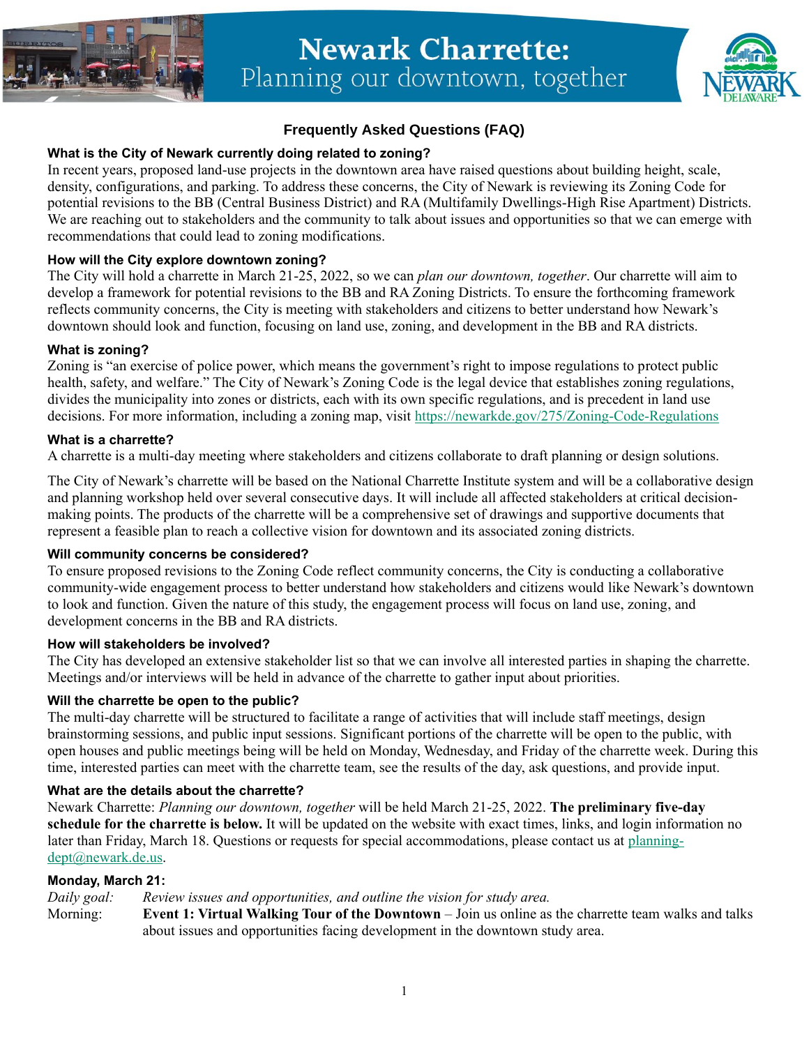# Newark Charrette: Planning our downtown, together

## Frequently Asked Questions (FAQ)

### What is the City of Newark currently doing related to zoning?

In recent years, proposed land-use projects in the downtown area have raised questions about building height, scale, density, configurations, and parking. To address these concerns, the City of Newark is reviewing its Zoning Code for potential revisions to the BB (Central Business District) and RA (Multifamily Dwellings-High Rise Apartment) Districts. We are reaching out to stakeholders and the community to talk about issues and opportunities so that we can emerge with recommendations that could lead to zoning modifications.

### How will the City explore downtown zoning?

The City will hold a charrette in March 21-25, 2022, so we can *plan our downtown, together*. Our charrette will aim to develop a framework for potential revisions to the BB and RA Zoning Districts. To ensure the forthcoming framework reflects community concerns, the City is meeting with stakeholders and citizens to better understand how Newark's downtown should look and function, focusing on land use, zoning, and development in the BB and RA districts.

### What is zoning?

Zoning is "an exercise of police power, which means the government's right to impose regulations to protect public health, safety, and welfare." The City of Newark's Zoning Code is the legal device that establishes zoning regulations, divides the municipality into zones or districts, each with its own specific regulations, and is precedent in land use decisions. For more information, including a zoning map, visit [https://newarkde.gov/275/Zoning-Code-Regulations](https://newarkde.gov/275/Zoning-Code-Regulations)

### What is a charrette?

A charrette is a multi-day meeting where stakeholders and citizens collaborate to draft planning or design solutions.

The City of Newark's charrette will be based on the National Charrette Institute system and will be a collaborative design and planning workshop held over several consecutive days. It will include all affected stakeholders at critical decision-making points. The products of the charrette will be a comprehensive set of drawings and supportive documents that represent a feasible plan to reach a collective vision for downtown and its associated zoning districts.

### Will community concerns be considered?

To ensure proposed revisions to the Zoning Code reflect community concerns, the City is conducting a collaborative community-wide engagement process to better understand how stakeholders and citizens would like Newark's downtown to look and function. Given the nature of this study, the engagement process will focus on land use, zoning, and development concerns in the BB and RA districts.

### How will stakeholders be involved?

The City has developed an extensive stakeholder list so that we can involve all interested parties in shaping the charrette. Meetings and/or interviews will be held in advance of the charrette to gather input about priorities.

### Will the charrette be open to the public?

The multi-day charrette will be structured to facilitate a range of activities that will include staff meetings, design brainstorming sessions, and public input sessions. Significant portions of the charrette will be open to the public, with open houses and public meetings being will be held on Monday, Wednesday, and Friday of the charrette week. During this time, interested parties can meet with the charrette team, see the results of the day, ask questions, and provide input.

### What are the details about the charrette?

Newark Charrette: *Planning our downtown, together* will be held March 21-25, 2022. **The preliminary five-day schedule for the charrette is below.** It will be updated on the website with exact times, links, and login information no later than Friday, March 18. Questions or requests for special accommodations, please contact us at [planning-dept@newark.de.us](mailto:planning-dept@newark.de.us).

### Monday, March 21:

*Daily goal:* *Review issues and opportunities, and outline the vision for study area.*

Morning: **Event 1: Virtual Walking Tour of the Downtown** – Join us online as the charrette team walks and talks about issues and opportunities facing development in the downtown study area.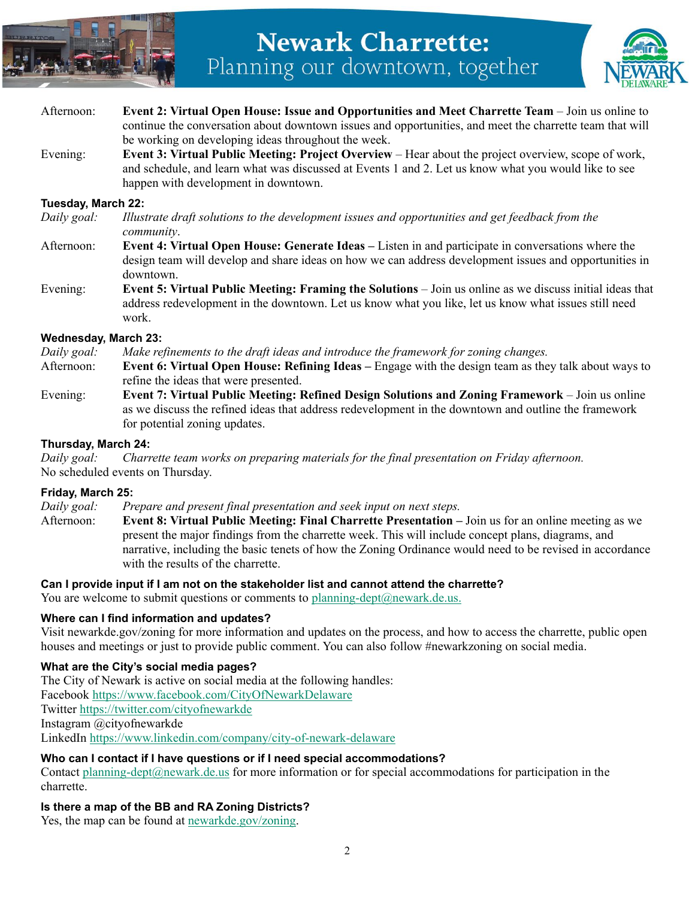Afternoon: **Event 2: Virtual Open House: Issue and Opportunities and Meet Charrette Team** – Join us online to continue the conversation about downtown issues and opportunities, and meet the charrette team that will be working on developing ideas throughout the week.

Evening: **Event 3: Virtual Public Meeting: Project Overview** – Hear about the project overview, scope of work, and schedule, and learn what was discussed at Events 1 and 2. Let us know what you would like to see happen with development in downtown.

**Tuesday, March 22:**

*Daily goal:* *Illustrate draft solutions to the development issues and opportunities and get feedback from the community.*

Afternoon: **Event 4: Virtual Open House: Generate Ideas –** Listen in and participate in conversations where the design team will develop and share ideas on how we can address development issues and opportunities in downtown.

Evening: **Event 5: Virtual Public Meeting: Framing the Solutions** – Join us online as we discuss initial ideas that address redevelopment in the downtown. Let us know what you like, let us know what issues still need work.

**Wednesday, March 23:**

*Daily goal:* *Make refinements to the draft ideas and introduce the framework for zoning changes.*

Afternoon: **Event 6: Virtual Open House: Refining Ideas –** Engage with the design team as they talk about ways to refine the ideas that were presented.

Evening: **Event 7: Virtual Public Meeting: Refined Design Solutions and Zoning Framework** – Join us online as we discuss the refined ideas that address redevelopment in the downtown and outline the framework for potential zoning updates.

**Thursday, March 24:**

*Daily goal:* *Charrette team works on preparing materials for the final presentation on Friday afternoon.*

No scheduled events on Thursday.

**Friday, March 25:**

*Daily goal:* *Prepare and present final presentation and seek input on next steps.*

Afternoon: **Event 8: Virtual Public Meeting: Final Charrette Presentation –** Join us for an online meeting as we present the major findings from the charrette week. This will include concept plans, diagrams, and narrative, including the basic tenets of how the Zoning Ordinance would need to be revised in accordance with the results of the charrette.

**Can I provide input if I am not on the stakeholder list and cannot attend the charrette?**

You are welcome to submit questions or comments to planning-dept@newark.de.us.

**Where can I find information and updates?**

Visit newarkde.gov/zoning for more information and updates on the process, and how to access the charrette, public open houses and meetings or just to provide public comment. You can also follow #newarkzoning on social media.

**What are the City's social media pages?**

The City of Newark is active on social media at the following handles:

Facebook https://www.facebook.com/CityOfNewarkDelaware

Twitter https://twitter.com/cityofnewarkde

Instagram @cityofnewarkde

LinkedIn https://www.linkedin.com/company/city-of-newark-delaware

**Who can I contact if I have questions or if I need special accommodations?**

Contact planning-dept@newark.de.us for more information or for special accommodations for participation in the charrette.

**Is there a map of the BB and RA Zoning Districts?**

Yes, the map can be found at newarkde.gov/zoning.